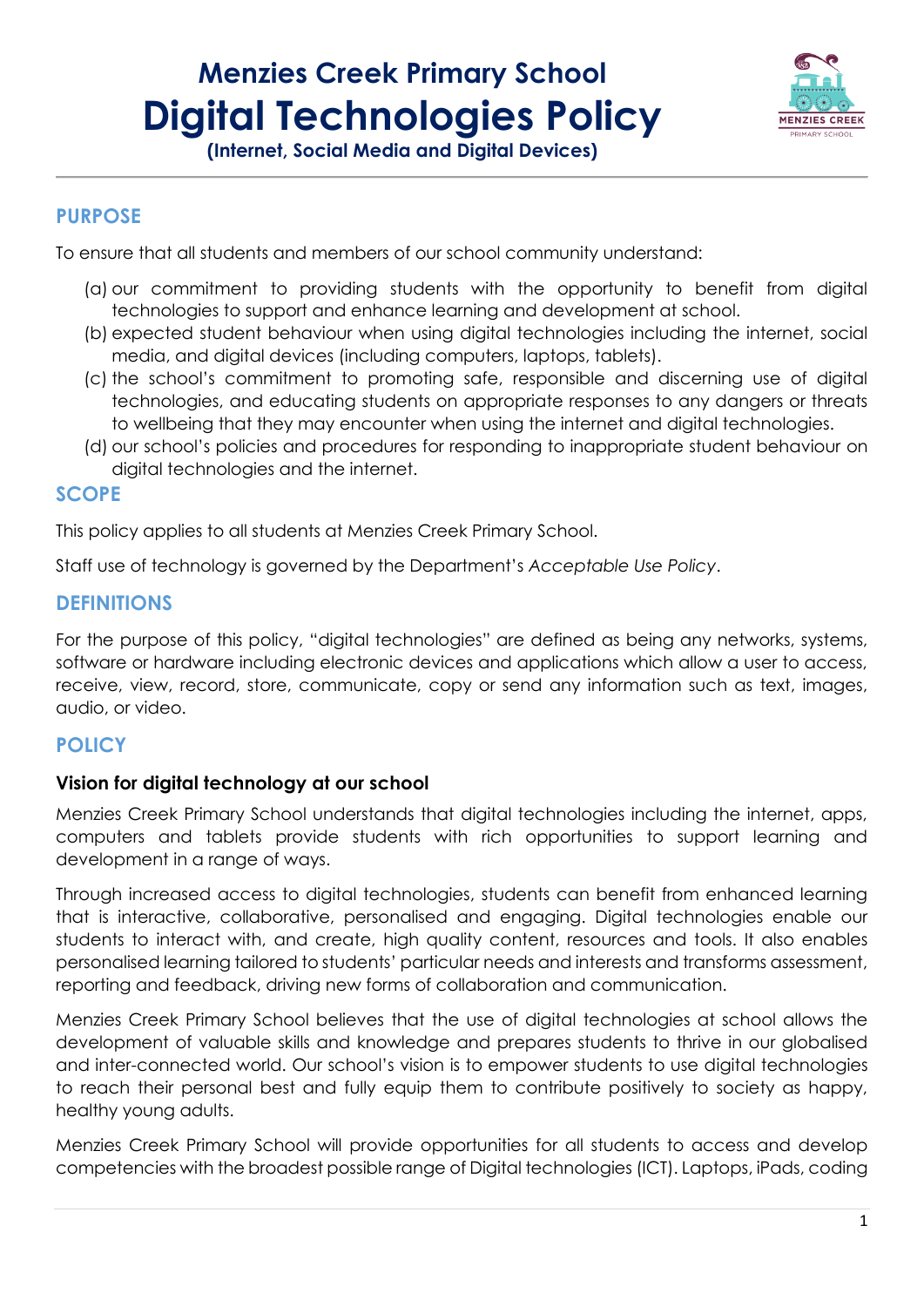# Menzies Creek Primary School
# Digital Technologies Policy
**(Internet, Social Media and Digital Devices)**

## PURPOSE

To ensure that all students and members of our school community understand:

(a) our commitment to providing students with the opportunity to benefit from digital technologies to support and enhance learning and development at school.
(b) expected student behaviour when using digital technologies including the internet, social media, and digital devices (including computers, laptops, tablets).
(c) the school's commitment to promoting safe, responsible and discerning use of digital technologies, and educating students on appropriate responses to any dangers or threats to wellbeing that they may encounter when using the internet and digital technologies.
(d) our school's policies and procedures for responding to inappropriate student behaviour on digital technologies and the internet.

## SCOPE

This policy applies to all students at Menzies Creek Primary School.

Staff use of technology is governed by the Department's *Acceptable Use Policy*.

## DEFINITIONS

For the purpose of this policy, "digital technologies" are defined as being any networks, systems, software or hardware including electronic devices and applications which allow a user to access, receive, view, record, store, communicate, copy or send any information such as text, images, audio, or video.

## POLICY

### Vision for digital technology at our school

Menzies Creek Primary School understands that digital technologies including the internet, apps, computers and tablets provide students with rich opportunities to support learning and development in a range of ways.

Through increased access to digital technologies, students can benefit from enhanced learning that is interactive, collaborative, personalised and engaging. Digital technologies enable our students to interact with, and create, high quality content, resources and tools. It also enables personalised learning tailored to students' particular needs and interests and transforms assessment, reporting and feedback, driving new forms of collaboration and communication.

Menzies Creek Primary School believes that the use of digital technologies at school allows the development of valuable skills and knowledge and prepares students to thrive in our globalised and inter-connected world. Our school's vision is to empower students to use digital technologies to reach their personal best and fully equip them to contribute positively to society as happy, healthy young adults.

Menzies Creek Primary School will provide opportunities for all students to access and develop competencies with the broadest possible range of Digital technologies (ICT). Laptops, iPads, coding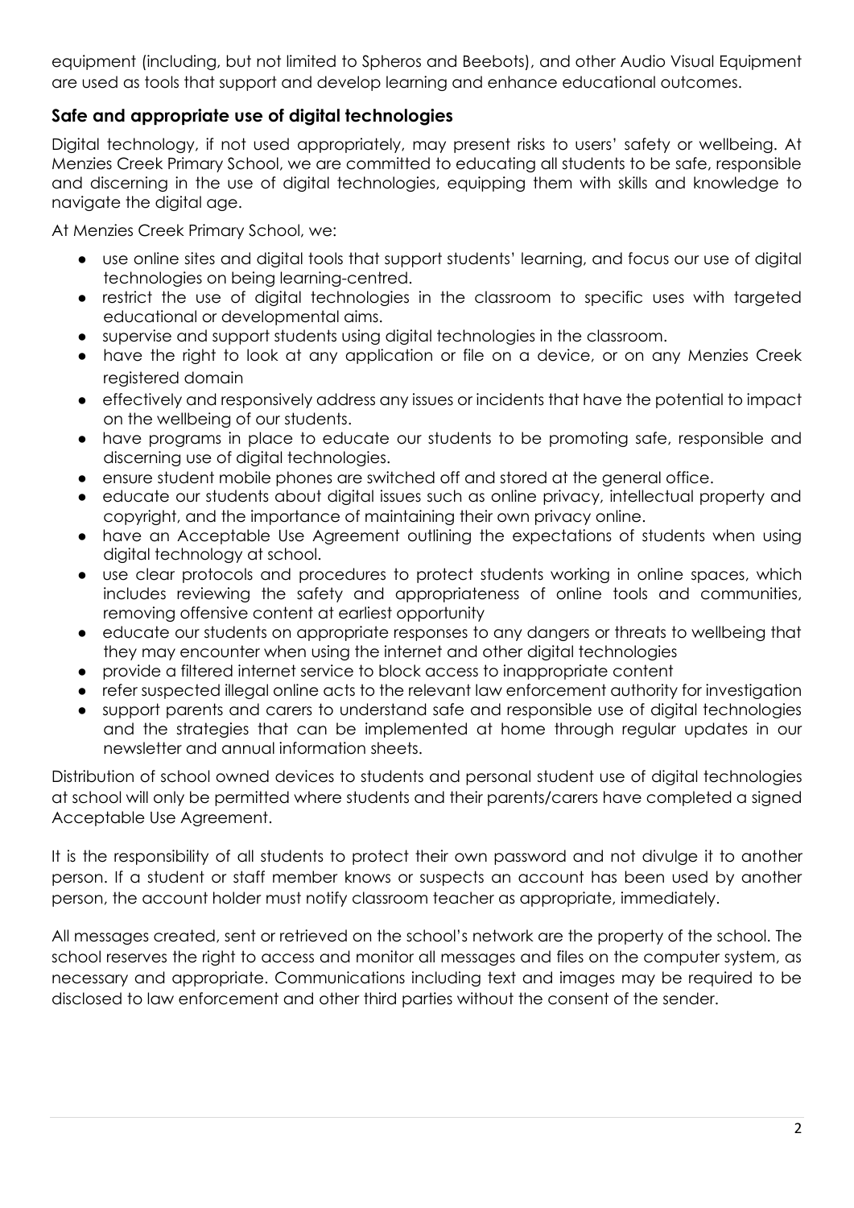equipment (including, but not limited to Spheros and Beebots), and other Audio Visual Equipment are used as tools that support and develop learning and enhance educational outcomes.

### Safe and appropriate use of digital technologies

Digital technology, if not used appropriately, may present risks to users' safety or wellbeing. At Menzies Creek Primary School, we are committed to educating all students to be safe, responsible and discerning in the use of digital technologies, equipping them with skills and knowledge to navigate the digital age.

At Menzies Creek Primary School, we:

- use online sites and digital tools that support students' learning, and focus our use of digital technologies on being learning-centred.
- restrict the use of digital technologies in the classroom to specific uses with targeted educational or developmental aims.
- supervise and support students using digital technologies in the classroom.
- have the right to look at any application or file on a device, or on any Menzies Creek registered domain
- effectively and responsively address any issues or incidents that have the potential to impact on the wellbeing of our students.
- have programs in place to educate our students to be promoting safe, responsible and discerning use of digital technologies.
- ensure student mobile phones are switched off and stored at the general office.
- educate our students about digital issues such as online privacy, intellectual property and copyright, and the importance of maintaining their own privacy online.
- have an Acceptable Use Agreement outlining the expectations of students when using digital technology at school.
- use clear protocols and procedures to protect students working in online spaces, which includes reviewing the safety and appropriateness of online tools and communities, removing offensive content at earliest opportunity
- educate our students on appropriate responses to any dangers or threats to wellbeing that they may encounter when using the internet and other digital technologies
- provide a filtered internet service to block access to inappropriate content
- refer suspected illegal online acts to the relevant law enforcement authority for investigation
- support parents and carers to understand safe and responsible use of digital technologies and the strategies that can be implemented at home through regular updates in our newsletter and annual information sheets.

Distribution of school owned devices to students and personal student use of digital technologies at school will only be permitted where students and their parents/carers have completed a signed Acceptable Use Agreement.

It is the responsibility of all students to protect their own password and not divulge it to another person. If a student or staff member knows or suspects an account has been used by another person, the account holder must notify classroom teacher as appropriate, immediately.

All messages created, sent or retrieved on the school's network are the property of the school. The school reserves the right to access and monitor all messages and files on the computer system, as necessary and appropriate. Communications including text and images may be required to be disclosed to law enforcement and other third parties without the consent of the sender.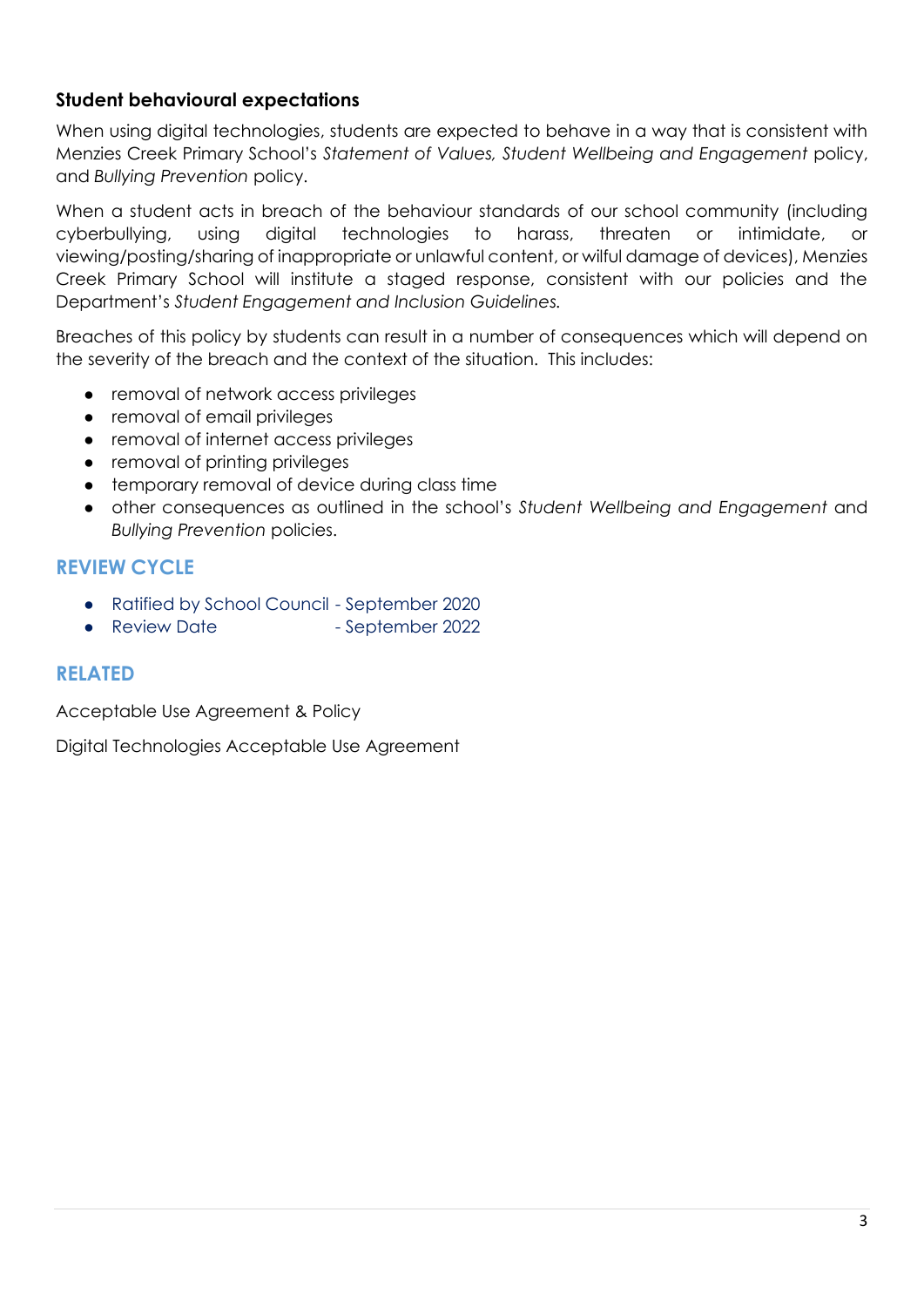### Student behavioural expectations

When using digital technologies, students are expected to behave in a way that is consistent with Menzies Creek Primary School's *Statement of Values, Student Wellbeing and Engagement* policy, and *Bullying Prevention* policy.

When a student acts in breach of the behaviour standards of our school community (including cyberbullying, using digital technologies to harass, threaten or intimidate, or viewing/posting/sharing of inappropriate or unlawful content, or wilful damage of devices), Menzies Creek Primary School will institute a staged response, consistent with our policies and the Department's *Student Engagement and Inclusion Guidelines.*

Breaches of this policy by students can result in a number of consequences which will depend on the severity of the breach and the context of the situation. This includes:

- removal of network access privileges
- removal of email privileges
- removal of internet access privileges
- removal of printing privileges
- temporary removal of device during class time
- other consequences as outlined in the school's *Student Wellbeing and Engagement* and *Bullying Prevention* policies.

## REVIEW CYCLE

- Ratified by School Council - September 2020
- Review Date - September 2022

## RELATED

Acceptable Use Agreement & Policy

Digital Technologies Acceptable Use Agreement